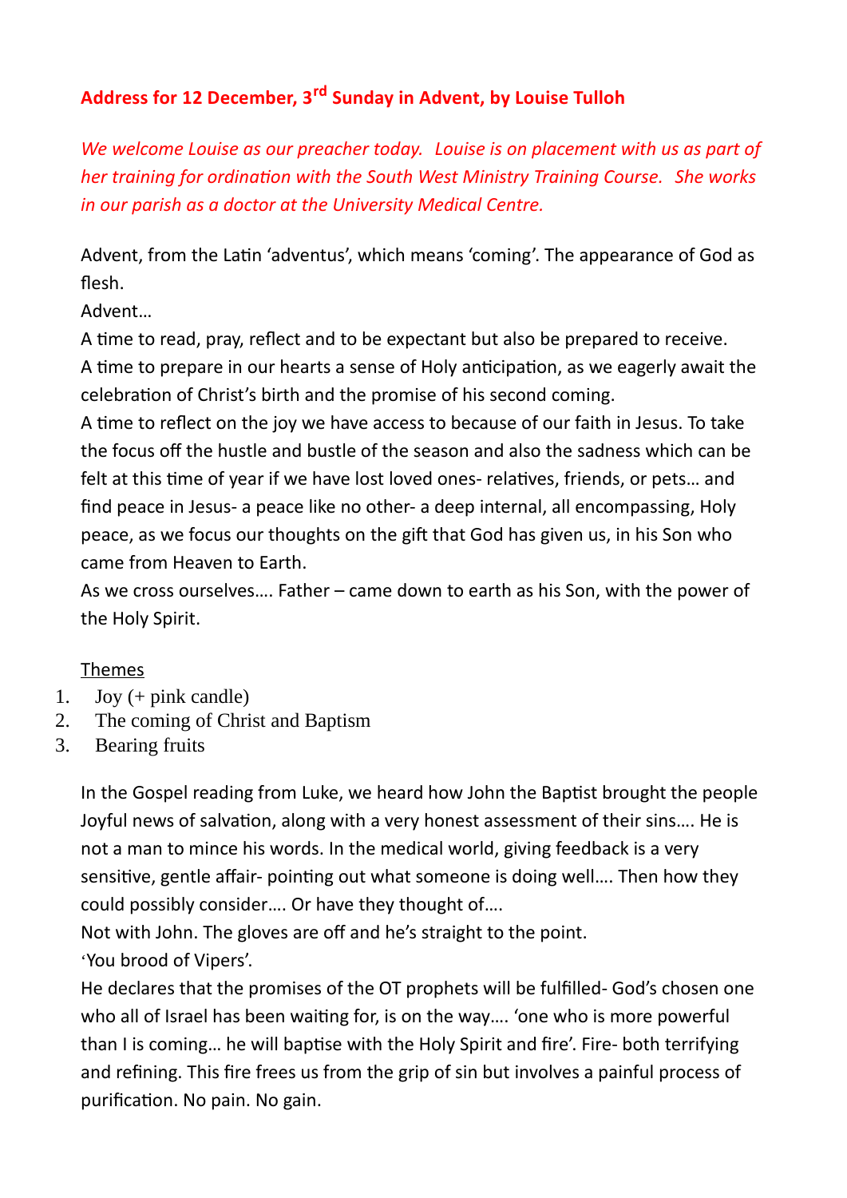# Address for 12 December, 3rd Sunday in Advent, by Louise Tulloh

*We welcome Louise as our preacher today. Louise is on placement with us as part of her training for ordination with the South West Ministry Training Course. She works in our parish as a doctor at the University Medical Centre.*

Advent, from the Latin 'adventus', which means 'coming'. The appearance of God as flesh.
Advent…
A time to read, pray, reflect and to be expectant but also be prepared to receive.
A time to prepare in our hearts a sense of Holy anticipation, as we eagerly await the celebration of Christ's birth and the promise of his second coming.
A time to reflect on the joy we have access to because of our faith in Jesus. To take the focus off the hustle and bustle of the season and also the sadness which can be felt at this time of year if we have lost loved ones- relatives, friends, or pets… and find peace in Jesus- a peace like no other- a deep internal, all encompassing, Holy peace, as we focus our thoughts on the gift that God has given us, in his Son who came from Heaven to Earth.
As we cross ourselves…. Father – came down to earth as his Son, with the power of the Holy Spirit.

<u>Themes</u>

1. Joy (+ pink candle)
2. The coming of Christ and Baptism
3. Bearing fruits

In the Gospel reading from Luke, we heard how John the Baptist brought the people Joyful news of salvation, along with a very honest assessment of their sins…. He is not a man to mince his words. In the medical world, giving feedback is a very sensitive, gentle affair- pointing out what someone is doing well…. Then how they could possibly consider…. Or have they thought of….
Not with John. The gloves are off and he's straight to the point.
'You brood of Vipers'.
He declares that the promises of the OT prophets will be fulfilled- God's chosen one who all of Israel has been waiting for, is on the way…. 'one who is more powerful than I is coming… he will baptise with the Holy Spirit and fire'. Fire- both terrifying and refining. This fire frees us from the grip of sin but involves a painful process of purification. No pain. No gain.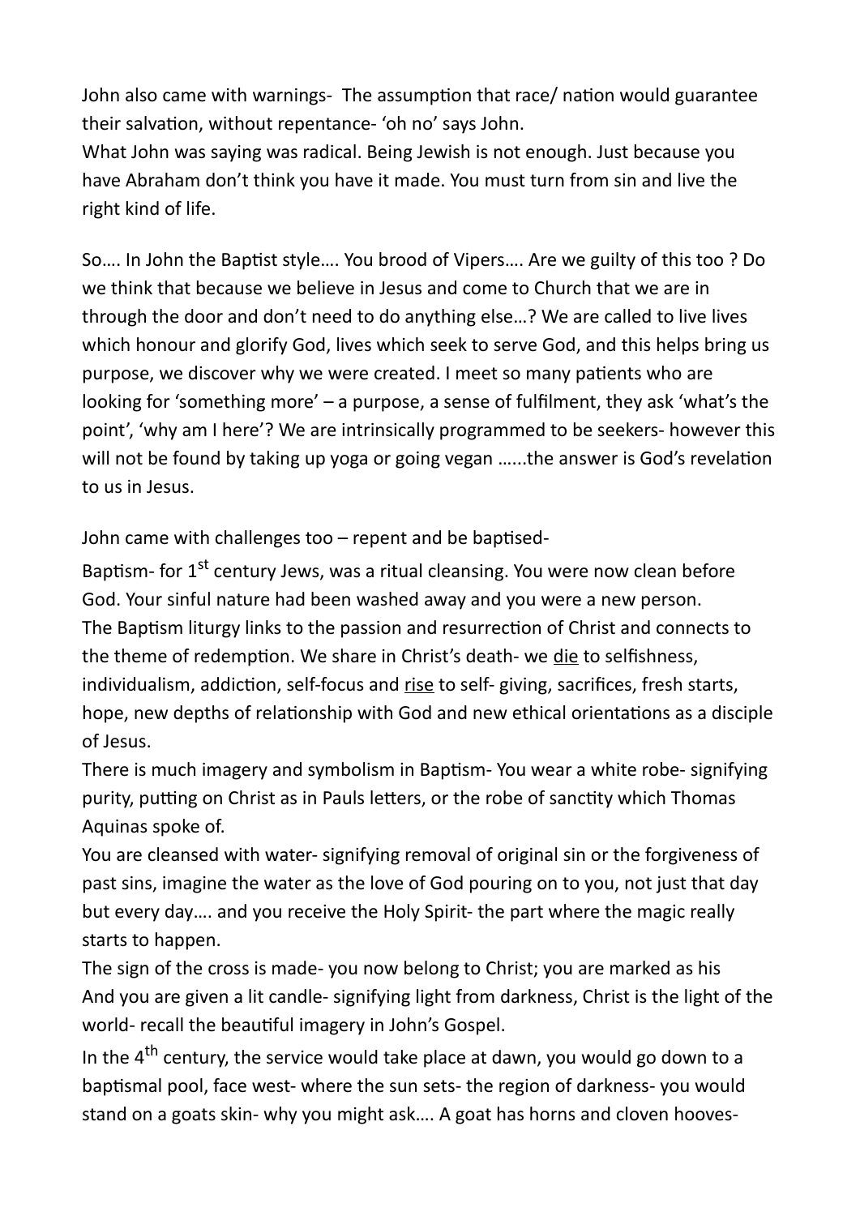John also came with warnings- The assumption that race/ nation would guarantee their salvation, without repentance- 'oh no' says John.
What John was saying was radical. Being Jewish is not enough. Just because you have Abraham don't think you have it made. You must turn from sin and live the right kind of life.

So…. In John the Baptist style…. You brood of Vipers…. Are we guilty of this too ? Do we think that because we believe in Jesus and come to Church that we are in through the door and don't need to do anything else…? We are called to live lives which honour and glorify God, lives which seek to serve God, and this helps bring us purpose, we discover why we were created. I meet so many patients who are looking for 'something more' – a purpose, a sense of fulfilment, they ask 'what's the point', 'why am I here'? We are intrinsically programmed to be seekers- however this will not be found by taking up yoga or going vegan …...the answer is God's revelation to us in Jesus.

John came with challenges too – repent and be baptised-

Baptism- for 1st century Jews, was a ritual cleansing. You were now clean before God. Your sinful nature had been washed away and you were a new person.
The Baptism liturgy links to the passion and resurrection of Christ and connects to the theme of redemption. We share in Christ's death- we <u>die</u> to selfishness, individualism, addiction, self-focus and <u>rise</u> to self- giving, sacrifices, fresh starts, hope, new depths of relationship with God and new ethical orientations as a disciple of Jesus.
There is much imagery and symbolism in Baptism- You wear a white robe- signifying purity, putting on Christ as in Pauls letters, or the robe of sanctity which Thomas Aquinas spoke of.
You are cleansed with water- signifying removal of original sin or the forgiveness of past sins, imagine the water as the love of God pouring on to you, not just that day but every day…. and you receive the Holy Spirit- the part where the magic really starts to happen.
The sign of the cross is made- you now belong to Christ; you are marked as his
And you are given a lit candle- signifying light from darkness, Christ is the light of the world- recall the beautiful imagery in John's Gospel.
In the 4th century, the service would take place at dawn, you would go down to a baptismal pool, face west- where the sun sets- the region of darkness- you would stand on a goats skin- why you might ask…. A goat has horns and cloven hooves-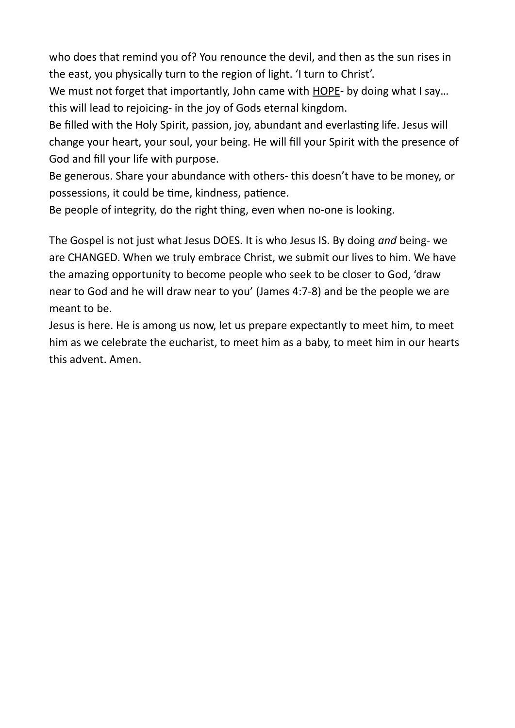who does that remind you of? You renounce the devil, and then as the sun rises in the east, you physically turn to the region of light. 'I turn to Christ'.

We must not forget that importantly, John came with <u>HOPE</u>- by doing what I say… this will lead to rejoicing- in the joy of Gods eternal kingdom.

Be filled with the Holy Spirit, passion, joy, abundant and everlasting life. Jesus will change your heart, your soul, your being. He will fill your Spirit with the presence of God and fill your life with purpose.

Be generous. Share your abundance with others- this doesn't have to be money, or possessions, it could be time, kindness, patience.

Be people of integrity, do the right thing, even when no-one is looking.

The Gospel is not just what Jesus DOES. It is who Jesus IS. By doing *and* being- we are CHANGED. When we truly embrace Christ, we submit our lives to him. We have the amazing opportunity to become people who seek to be closer to God, 'draw near to God and he will draw near to you' (James 4:7-8) and be the people we are meant to be.

Jesus is here. He is among us now, let us prepare expectantly to meet him, to meet him as we celebrate the eucharist, to meet him as a baby, to meet him in our hearts this advent. Amen.